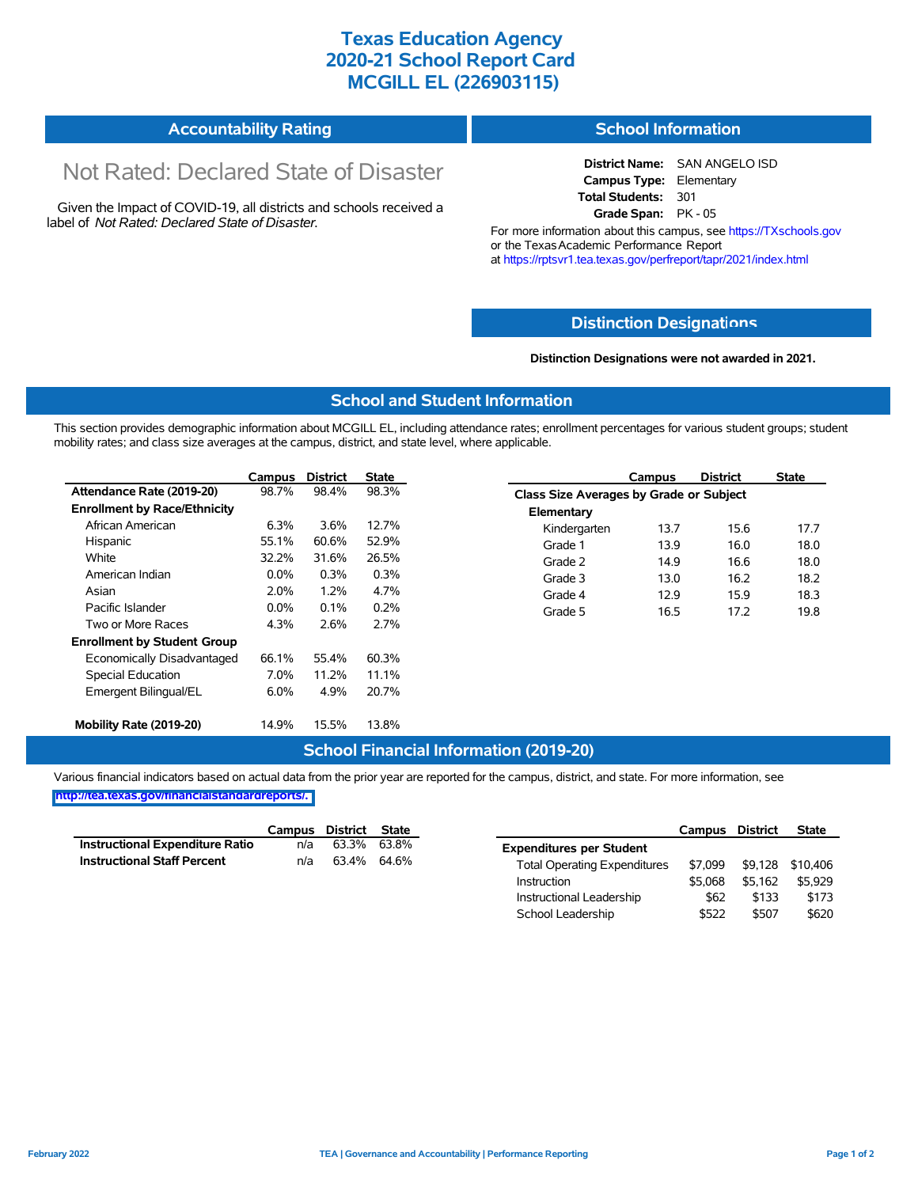# Texas Education Agency
# 2020-21 School Report Card
# MCGILL EL (226903115)

## Accountability Rating

Not Rated: Declared State of Disaster

Given the Impact of COVID-19, all districts and schools received a label of *Not Rated: Declared State of Disaster*.

## School Information

**District Name:** SAN ANGELO ISD
**Campus Type:** Elementary
**Total Students:** 301
**Grade Span:** PK - 05

For more information about this campus, see https://TXschools.gov or the Texas Academic Performance Report at https://rptsvr1.tea.texas.gov/perfreport/tapr/2021/index.html

## Distinction Designations

**Distinction Designations were not awarded in 2021.**

## School and Student Information

This section provides demographic information about MCGILL EL, including attendance rates; enrollment percentages for various student groups; student mobility rates; and class size averages at the campus, district, and state level, where applicable.

| | Campus | District | State |
|---|---|---|---|
| **Attendance Rate (2019-20)** | 98.7% | 98.4% | 98.3% |
| **Enrollment by Race/Ethnicity** | | | |
| African American | 6.3% | 3.6% | 12.7% |
| Hispanic | 55.1% | 60.6% | 52.9% |
| White | 32.2% | 31.6% | 26.5% |
| American Indian | 0.0% | 0.3% | 0.3% |
| Asian | 2.0% | 1.2% | 4.7% |
| Pacific Islander | 0.0% | 0.1% | 0.2% |
| Two or More Races | 4.3% | 2.6% | 2.7% |
| **Enrollment by Student Group** | | | |
| Economically Disadvantaged | 66.1% | 55.4% | 60.3% |
| Special Education | 7.0% | 11.2% | 11.1% |
| Emergent Bilingual/EL | 6.0% | 4.9% | 20.7% |
| **Mobility Rate (2019-20)** | 14.9% | 15.5% | 13.8% |

| | Campus | District | State |
|---|---|---|---|
| **Class Size Averages by Grade or Subject** | | | |
| **Elementary** | | | |
| Kindergarten | 13.7 | 15.6 | 17.7 |
| Grade 1 | 13.9 | 16.0 | 18.0 |
| Grade 2 | 14.9 | 16.6 | 18.0 |
| Grade 3 | 13.0 | 16.2 | 18.2 |
| Grade 4 | 12.9 | 15.9 | 18.3 |
| Grade 5 | 16.5 | 17.2 | 19.8 |

## School Financial Information (2019-20)

Various financial indicators based on actual data from the prior year are reported for the campus, district, and state. For more information, see http://tea.texas.gov/financialstandardreports/.

| | Campus | District | State |
|---|---|---|---|
| **Instructional Expenditure Ratio** | n/a | 63.3% | 63.8% |
| **Instructional Staff Percent** | n/a | 63.4% | 64.6% |

| | Campus | District | State |
|---|---|---|---|
| **Expenditures per Student** | | | |
| Total Operating Expenditures | $7,099 | $9,128 | $10,406 |
| Instruction | $5,068 | $5,162 | $5,929 |
| Instructional Leadership | $62 | $133 | $173 |
| School Leadership | $522 | $507 | $620 |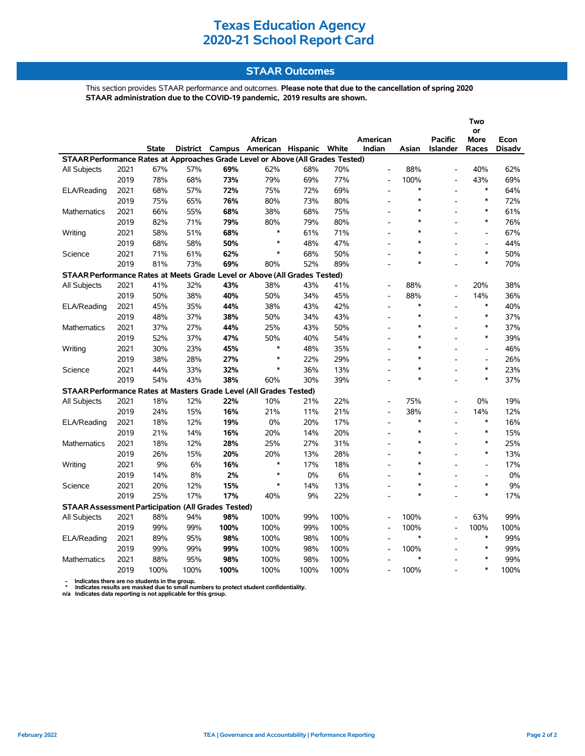# Texas Education Agency
# 2020-21 School Report Card

## STAAR Outcomes

This section provides STAAR performance and outcomes. **Please note that due to the cancellation of spring 2020 STAAR administration due to the COVID-19 pandemic, 2019 results are shown.**

| | | State | District | Campus | African American | Hispanic | White | American Indian | Asian | Pacific Islander | Two or More Races | Econ Disadv |
|---|---|---|---|---|---|---|---|---|---|---|---|---|
| **STAAR Performance Rates at Approaches Grade Level or Above (All Grades Tested)** | | | | | | | | | | | | |
| All Subjects | 2021 | 67% | 57% | **69%** | 62% | 68% | 70% | - | 88% | - | 40% | 62% |
| | 2019 | 78% | 68% | **73%** | 79% | 69% | 77% | - | 100% | - | 43% | 69% |
| ELA/Reading | 2021 | 68% | 57% | **72%** | 75% | 72% | 69% | - | * | - | * | 64% |
| | 2019 | 75% | 65% | **76%** | 80% | 73% | 80% | - | * | - | * | 72% |
| Mathematics | 2021 | 66% | 55% | **68%** | 38% | 68% | 75% | - | * | - | * | 61% |
| | 2019 | 82% | 71% | **79%** | 80% | 79% | 80% | - | * | - | * | 76% |
| Writing | 2021 | 58% | 51% | **68%** | * | 61% | 71% | - | * | - | - | 67% |
| | 2019 | 68% | 58% | **50%** | * | 48% | 47% | - | * | - | - | 44% |
| Science | 2021 | 71% | 61% | **62%** | * | 68% | 50% | - | * | - | * | 50% |
| | 2019 | 81% | 73% | **69%** | 80% | 52% | 89% | - | * | - | * | 70% |
| **STAAR Performance Rates at Meets Grade Level or Above (All Grades Tested)** | | | | | | | | | | | | |
| All Subjects | 2021 | 41% | 32% | **43%** | 38% | 43% | 41% | - | 88% | - | 20% | 38% |
| | 2019 | 50% | 38% | **40%** | 50% | 34% | 45% | - | 88% | - | 14% | 36% |
| ELA/Reading | 2021 | 45% | 35% | **44%** | 38% | 43% | 42% | - | * | - | * | 40% |
| | 2019 | 48% | 37% | **38%** | 50% | 34% | 43% | - | * | - | * | 37% |
| Mathematics | 2021 | 37% | 27% | **44%** | 25% | 43% | 50% | - | * | - | * | 37% |
| | 2019 | 52% | 37% | **47%** | 50% | 40% | 54% | - | * | - | * | 39% |
| Writing | 2021 | 30% | 23% | **45%** | * | 48% | 35% | - | * | - | - | 46% |
| | 2019 | 38% | 28% | **27%** | * | 22% | 29% | - | * | - | - | 26% |
| Science | 2021 | 44% | 33% | **32%** | * | 36% | 13% | - | * | - | * | 23% |
| | 2019 | 54% | 43% | **38%** | 60% | 30% | 39% | - | * | - | * | 37% |
| **STAAR Performance Rates at Masters Grade Level (All Grades Tested)** | | | | | | | | | | | | |
| All Subjects | 2021 | 18% | 12% | **22%** | 10% | 21% | 22% | - | 75% | - | 0% | 19% |
| | 2019 | 24% | 15% | **16%** | 21% | 11% | 21% | - | 38% | - | 14% | 12% |
| ELA/Reading | 2021 | 18% | 12% | **19%** | 0% | 20% | 17% | - | * | - | * | 16% |
| | 2019 | 21% | 14% | **16%** | 20% | 14% | 20% | - | * | - | * | 15% |
| Mathematics | 2021 | 18% | 12% | **28%** | 25% | 27% | 31% | - | * | - | * | 25% |
| | 2019 | 26% | 15% | **20%** | 20% | 13% | 28% | - | * | - | * | 13% |
| Writing | 2021 | 9% | 6% | **16%** | * | 17% | 18% | - | * | - | - | 17% |
| | 2019 | 14% | 8% | **2%** | * | 0% | 6% | - | * | - | - | 0% |
| Science | 2021 | 20% | 12% | **15%** | * | 14% | 13% | - | * | - | * | 9% |
| | 2019 | 25% | 17% | **17%** | 40% | 9% | 22% | - | * | - | * | 17% |
| **STAAR Assessment Participation (All Grades Tested)** | | | | | | | | | | | | |
| All Subjects | 2021 | 88% | 94% | **98%** | 100% | 99% | 100% | - | 100% | - | 63% | 99% |
| | 2019 | 99% | 99% | **100%** | 100% | 99% | 100% | - | 100% | - | 100% | 100% |
| ELA/Reading | 2021 | 89% | 95% | **98%** | 100% | 98% | 100% | - | * | - | * | 99% |
| | 2019 | 99% | 99% | **99%** | 100% | 98% | 100% | - | 100% | - | * | 99% |
| Mathematics | 2021 | 88% | 95% | **98%** | 100% | 98% | 100% | - | * | - | * | 99% |
| | 2019 | 100% | 100% | **100%** | 100% | 100% | 100% | - | 100% | - | * | 100% |

**-** Indicates there are no students in the group.
**\*** Indicates results are masked due to small numbers to protect student confidentiality.
**n/a** Indicates data reporting is not applicable for this group.